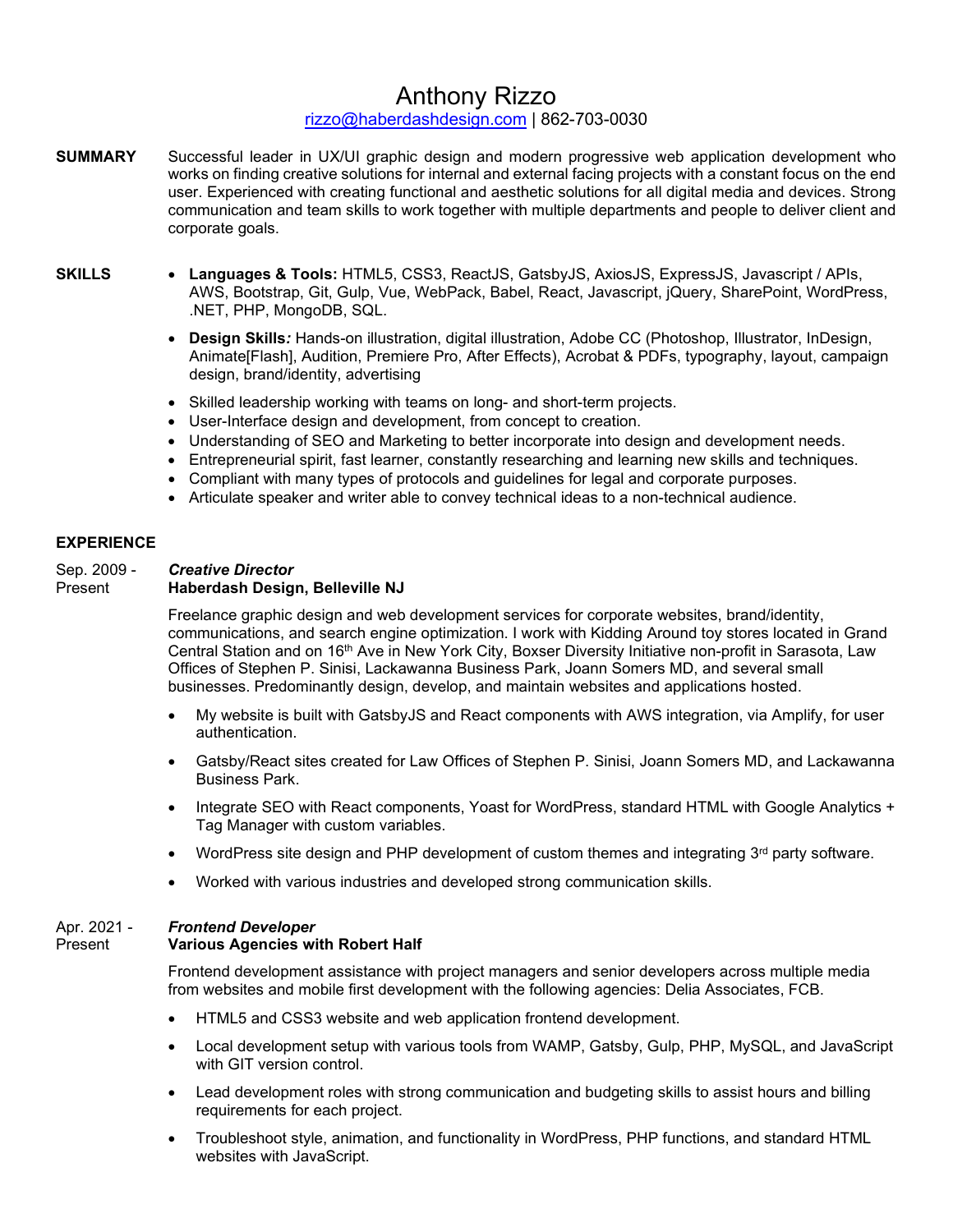# Anthony Rizzo

rizzo@haberdashdesign.com | 862-703-0030

**SUMMARY**

Successful leader in UX/UI graphic design and modern progressive web application development who works on finding creative solutions for internal and external facing projects with a constant focus on the end user. Experienced with creating functional and aesthetic solutions for all digital media and devices. Strong communication and team skills to work together with multiple departments and people to deliver client and corporate goals.

**SKILLS**

- **Languages & Tools:** HTML5, CSS3, ReactJS, GatsbyJS, AxiosJS, ExpressJS, Javascript / APIs, AWS, Bootstrap, Git, Gulp, Vue, WebPack, Babel, React, Javascript, jQuery, SharePoint, WordPress, .NET, PHP, MongoDB, SQL.
- **Design Skills*:*** Hands-on illustration, digital illustration, Adobe CC (Photoshop, Illustrator, InDesign, Animate[Flash], Audition, Premiere Pro, After Effects), Acrobat & PDFs, typography, layout, campaign design, brand/identity, advertising
- Skilled leadership working with teams on long- and short-term projects.
- User-Interface design and development, from concept to creation.
- Understanding of SEO and Marketing to better incorporate into design and development needs.
- Entrepreneurial spirit, fast learner, constantly researching and learning new skills and techniques.
- Compliant with many types of protocols and guidelines for legal and corporate purposes.
- Articulate speaker and writer able to convey technical ideas to a non-technical audience.

**EXPERIENCE**

Sep. 2009 - Present

***Creative Director***
**Haberdash Design, Belleville NJ**

Freelance graphic design and web development services for corporate websites, brand/identity, communications, and search engine optimization. I work with Kidding Around toy stores located in Grand Central Station and on 16th Ave in New York City, Boxser Diversity Initiative non-profit in Sarasota, Law Offices of Stephen P. Sinisi, Lackawanna Business Park, Joann Somers MD, and several small businesses. Predominantly design, develop, and maintain websites and applications hosted.

- My website is built with GatsbyJS and React components with AWS integration, via Amplify, for user authentication.
- Gatsby/React sites created for Law Offices of Stephen P. Sinisi, Joann Somers MD, and Lackawanna Business Park.
- Integrate SEO with React components, Yoast for WordPress, standard HTML with Google Analytics + Tag Manager with custom variables.
- WordPress site design and PHP development of custom themes and integrating 3rd party software.
- Worked with various industries and developed strong communication skills.

Apr. 2021 - Present

***Frontend Developer***
**Various Agencies with Robert Half**

Frontend development assistance with project managers and senior developers across multiple media from websites and mobile first development with the following agencies: Delia Associates, FCB.

- HTML5 and CSS3 website and web application frontend development.
- Local development setup with various tools from WAMP, Gatsby, Gulp, PHP, MySQL, and JavaScript with GIT version control.
- Lead development roles with strong communication and budgeting skills to assist hours and billing requirements for each project.
- Troubleshoot style, animation, and functionality in WordPress, PHP functions, and standard HTML websites with JavaScript.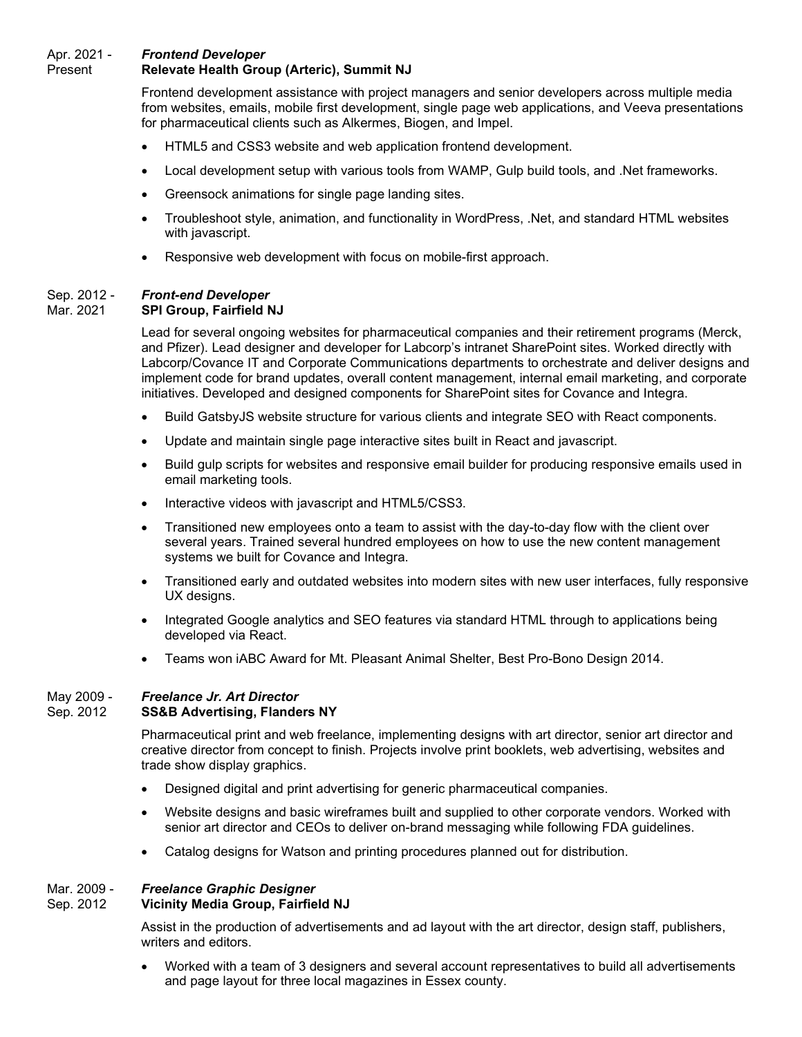Apr. 2021 - Present

### *Frontend Developer*
**Relevate Health Group (Arteric), Summit NJ**

Frontend development assistance with project managers and senior developers across multiple media from websites, emails, mobile first development, single page web applications, and Veeva presentations for pharmaceutical clients such as Alkermes, Biogen, and Impel.

- HTML5 and CSS3 website and web application frontend development.
- Local development setup with various tools from WAMP, Gulp build tools, and .Net frameworks.
- Greensock animations for single page landing sites.
- Troubleshoot style, animation, and functionality in WordPress, .Net, and standard HTML websites with javascript.
- Responsive web development with focus on mobile-first approach.

Sep. 2012 - Mar. 2021

### *Front-end Developer*
**SPI Group, Fairfield NJ**

Lead for several ongoing websites for pharmaceutical companies and their retirement programs (Merck, and Pfizer). Lead designer and developer for Labcorp's intranet SharePoint sites. Worked directly with Labcorp/Covance IT and Corporate Communications departments to orchestrate and deliver designs and implement code for brand updates, overall content management, internal email marketing, and corporate initiatives. Developed and designed components for SharePoint sites for Covance and Integra.

- Build GatsbyJS website structure for various clients and integrate SEO with React components.
- Update and maintain single page interactive sites built in React and javascript.
- Build gulp scripts for websites and responsive email builder for producing responsive emails used in email marketing tools.
- Interactive videos with javascript and HTML5/CSS3.
- Transitioned new employees onto a team to assist with the day-to-day flow with the client over several years. Trained several hundred employees on how to use the new content management systems we built for Covance and Integra.
- Transitioned early and outdated websites into modern sites with new user interfaces, fully responsive UX designs.
- Integrated Google analytics and SEO features via standard HTML through to applications being developed via React.
- Teams won iABC Award for Mt. Pleasant Animal Shelter, Best Pro-Bono Design 2014.

May 2009 - Sep. 2012

### *Freelance Jr. Art Director*
**SS&B Advertising, Flanders NY**

Pharmaceutical print and web freelance, implementing designs with art director, senior art director and creative director from concept to finish. Projects involve print booklets, web advertising, websites and trade show display graphics.

- Designed digital and print advertising for generic pharmaceutical companies.
- Website designs and basic wireframes built and supplied to other corporate vendors. Worked with senior art director and CEOs to deliver on-brand messaging while following FDA guidelines.
- Catalog designs for Watson and printing procedures planned out for distribution.

Mar. 2009 - Sep. 2012

### *Freelance Graphic Designer*
**Vicinity Media Group, Fairfield NJ**

Assist in the production of advertisements and ad layout with the art director, design staff, publishers, writers and editors.

- Worked with a team of 3 designers and several account representatives to build all advertisements and page layout for three local magazines in Essex county.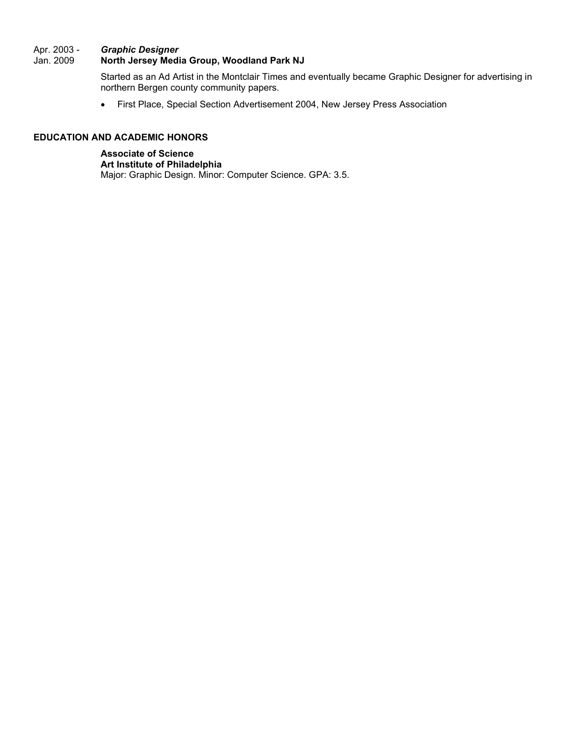Apr. 2003 - Jan. 2009

***Graphic Designer***
**North Jersey Media Group, Woodland Park NJ**

Started as an Ad Artist in the Montclair Times and eventually became Graphic Designer for advertising in northern Bergen county community papers.

- First Place, Special Section Advertisement 2004, New Jersey Press Association

## EDUCATION AND ACADEMIC HONORS

**Associate of Science**
**Art Institute of Philadelphia**
Major: Graphic Design. Minor: Computer Science. GPA: 3.5.